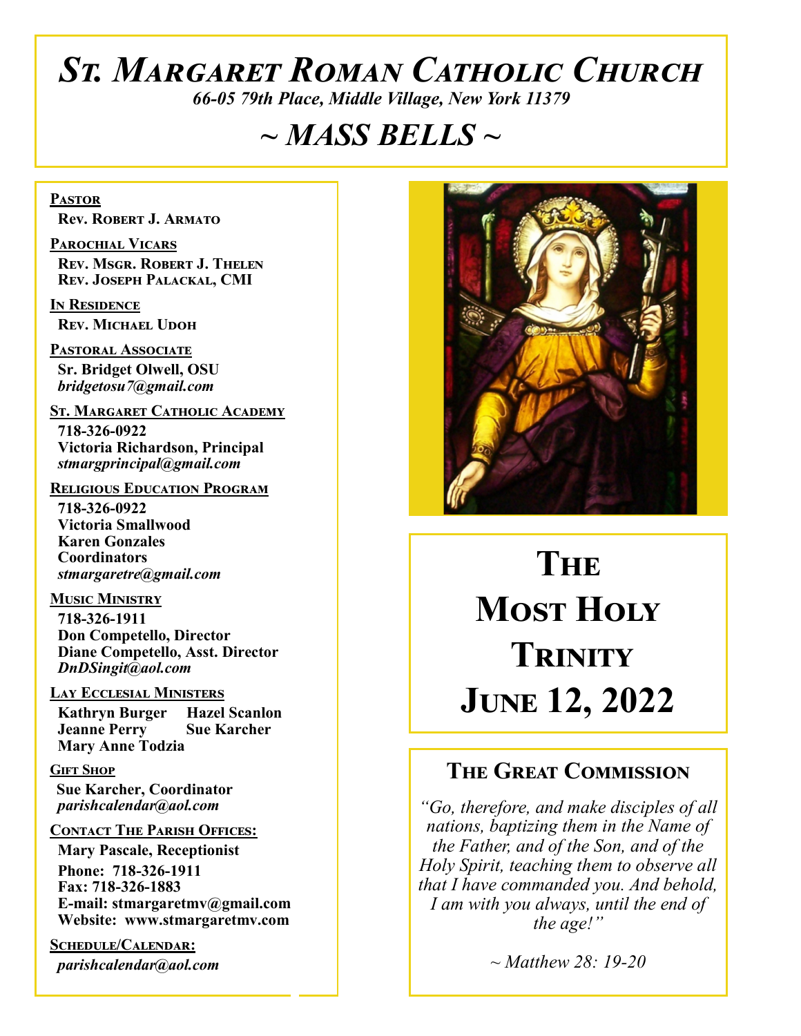# St. Margaret Roman Catholic Church

*66-05 79th Place, Middle Village, New York 11379*

## *~ MASS BELLS ~*

**Pastor**
**Rev. Robert J. Armato**

**Parochial Vicars**
**Rev. Msgr. Robert J. Thelen**
**Rev. Joseph Palackal, CMI**

**In Residence**
**Rev. Michael Udoh**

**Pastoral Associate**
**Sr. Bridget Olwell, OSU**
*bridgetosu7@gmail.com*

**St. Margaret Catholic Academy**
**718-326-0922**
**Victoria Richardson, Principal**
*stmargprincipal@gmail.com*

**Religious Education Program**
**718-326-0922**
**Victoria Smallwood**
**Karen Gonzales**
**Coordinators**
*stmargaretre@gmail.com*

**Music Ministry**
**718-326-1911**
**Don Competello, Director**
**Diane Competello, Asst. Director**
*DnDSingit@aol.com*

**Lay Ecclesial Ministers**
**Kathryn Burger**
**Hazel Scanlon**
**Jeanne Perry**
**Sue Karcher**
**Mary Anne Todzia**

**Gift Shop**
**Sue Karcher, Coordinator**
*parishcalendar@aol.com*

**Contact The Parish Offices:**
**Mary Pascale, Receptionist**
**Phone: 718-326-1911**
**Fax: 718-326-1883**
**E-mail: stmargaretmv@gmail.com**
**Website: www.stmargaretmv.com**

**Schedule/Calendar:**
*parishcalendar@aol.com*

# The Most Holy Trinity
# June 12, 2022

## The Great Commission

*"Go, therefore, and make disciples of all nations, baptizing them in the Name of the Father, and of the Son, and of the Holy Spirit, teaching them to observe all that I have commanded you. And behold, I am with you always, until the end of the age!"*

*~ Matthew 28: 19-20*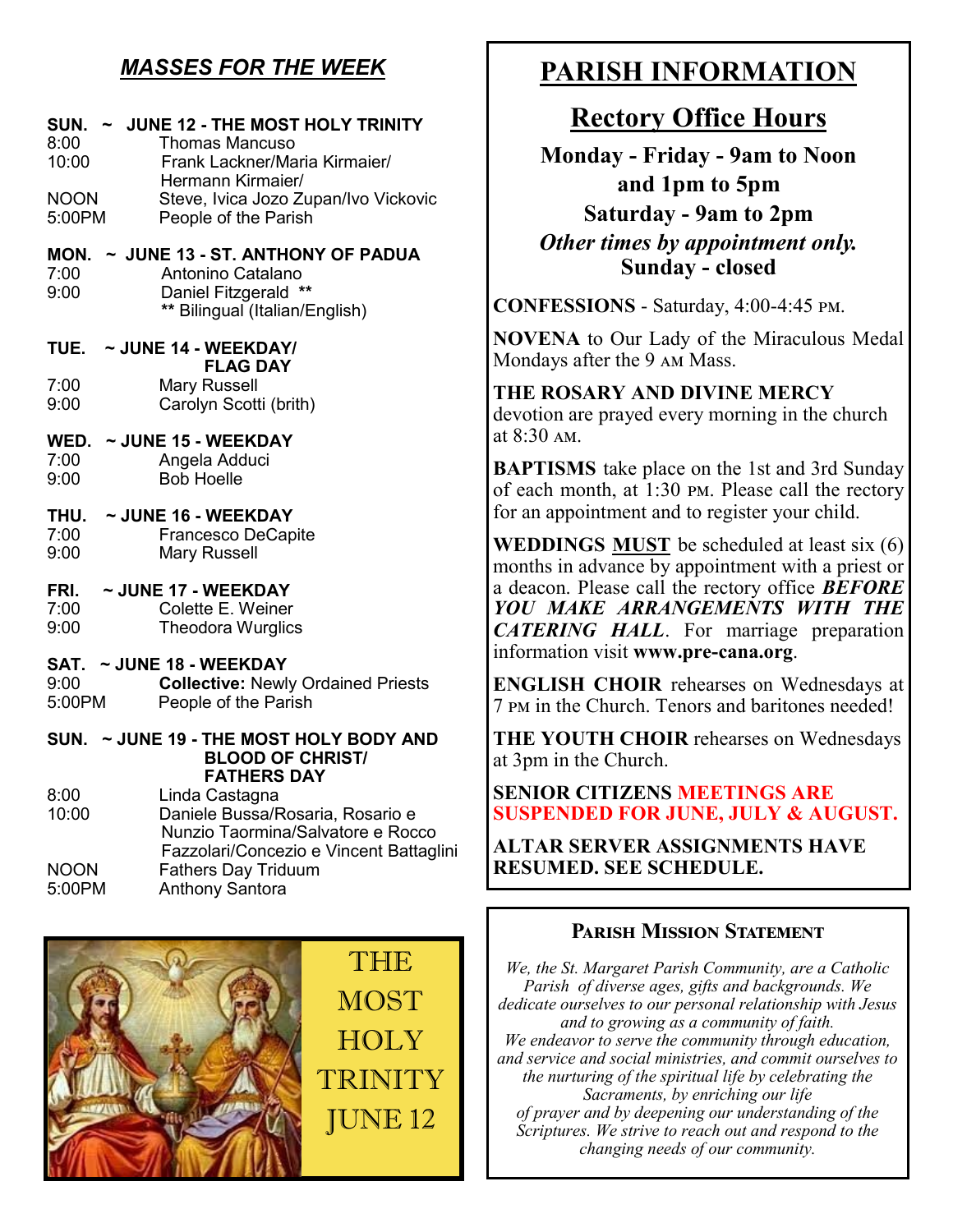## *MASSES FOR THE WEEK*

**SUN. ~ JUNE 12 - THE MOST HOLY TRINITY**

8:00 Thomas Mancuso
10:00 Frank Lackner/Maria Kirmaier/ Hermann Kirmaier/
NOON Steve, Ivica Jozo Zupan/Ivo Vickovic
5:00PM People of the Parish

**MON. ~ JUNE 13 - ST. ANTHONY OF PADUA**

7:00 Antonino Catalano
9:00 Daniel Fitzgerald **
** Bilingual (Italian/English)

**TUE. ~ JUNE 14 - WEEKDAY/ FLAG DAY**

7:00 Mary Russell
9:00 Carolyn Scotti (brith)

**WED. ~ JUNE 15 - WEEKDAY**

7:00 Angela Adduci
9:00 Bob Hoelle

**THU. ~ JUNE 16 - WEEKDAY**

7:00 Francesco DeCapite
9:00 Mary Russell

**FRI. ~ JUNE 17 - WEEKDAY**

7:00 Colette E. Weiner
9:00 Theodora Wurglics

**SAT. ~ JUNE 18 - WEEKDAY**

9:00 **Collective:** Newly Ordained Priests
5:00PM People of the Parish

**SUN. ~ JUNE 19 - THE MOST HOLY BODY AND BLOOD OF CHRIST/ FATHERS DAY**

8:00 Linda Castagna
10:00 Daniele Bussa/Rosaria, Rosario e Nunzio Taormina/Salvatore e Rocco Fazzolari/Concezio e Vincent Battaglini
NOON Fathers Day Triduum
5:00PM Anthony Santora

THE MOST HOLY TRINITY JUNE 12

# PARISH INFORMATION

## Rectory Office Hours

**Monday - Friday - 9am to Noon and 1pm to 5pm**
**Saturday - 9am to 2pm**
***Other times by appointment only.***
**Sunday - closed**

**CONFESSIONS** - Saturday, 4:00-4:45 PM.

**NOVENA** to Our Lady of the Miraculous Medal Mondays after the 9 AM Mass.

**THE ROSARY AND DIVINE MERCY** devotion are prayed every morning in the church at 8:30 AM.

**BAPTISMS** take place on the 1st and 3rd Sunday of each month, at 1:30 PM. Please call the rectory for an appointment and to register your child.

**WEDDINGS MUST** be scheduled at least six (6) months in advance by appointment with a priest or a deacon. Please call the rectory office ***BEFORE YOU MAKE ARRANGEMENTS WITH THE CATERING HALL***. For marriage preparation information visit **www.pre-cana.org**.

**ENGLISH CHOIR** rehearses on Wednesdays at 7 PM in the Church. Tenors and baritones needed!

**THE YOUTH CHOIR** rehearses on Wednesdays at 3pm in the Church.

**SENIOR CITIZENS MEETINGS ARE SUSPENDED FOR JUNE, JULY & AUGUST.**

**ALTAR SERVER ASSIGNMENTS HAVE RESUMED. SEE SCHEDULE.**

### Parish Mission Statement

*We, the St. Margaret Parish Community, are a Catholic Parish of diverse ages, gifts and backgrounds. We dedicate ourselves to our personal relationship with Jesus and to growing as a community of faith. We endeavor to serve the community through education, and service and social ministries, and commit ourselves to the nurturing of the spiritual life by celebrating the Sacraments, by enriching our life of prayer and by deepening our understanding of the Scriptures. We strive to reach out and respond to the changing needs of our community.*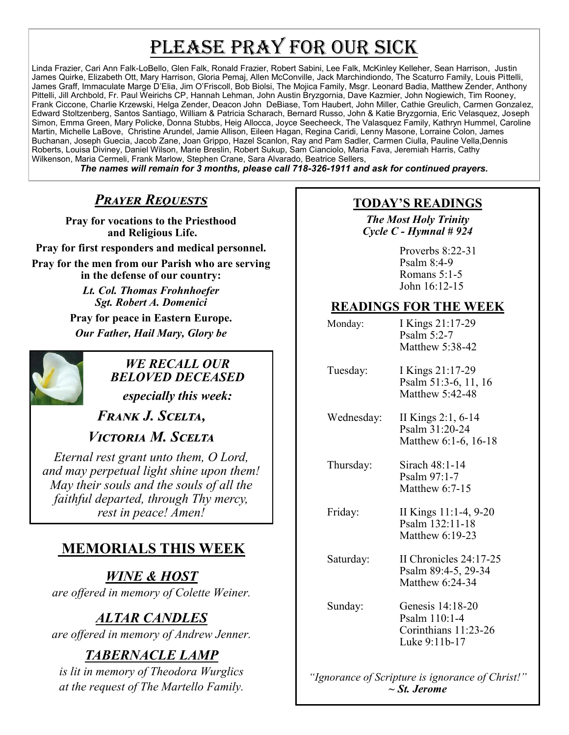# Please Pray for Our Sick

Linda Frazier, Cari Ann Falk-LoBello, Glen Falk, Ronald Frazier, Robert Sabini, Lee Falk, McKinley Kelleher, Sean Harrison, Justin James Quirke, Elizabeth Ott, Mary Harrison, Gloria Pemaj, Allen McConville, Jack Marchindiondo, The Scaturro Family, Louis Pittelli, James Graff, Immaculate Marge D'Elia, Jim O'Friscoll, Bob Biolsi, The Mojica Family, Msgr. Leonard Badia, Matthew Zender, Anthony Pittelli, Jill Archbold, Fr. Paul Weirichs CP, Hannah Lehman, John Austin Bryzgornia, Dave Kazmier, John Nogiewich, Tim Rooney, Frank Ciccone, Charlie Krzewski, Helga Zender, Deacon John DeBiase, Tom Haubert, John Miller, Cathie Greulich, Carmen Gonzalez, Edward Stoltzenberg, Santos Santiago, William & Patricia Scharach, Bernard Russo, John & Katie Bryzgornia, Eric Velasquez, Joseph Simon, Emma Green, Mary Policke, Donna Stubbs, Heig Allocca, Joyce Seecheeck, The Valasquez Family, Kathryn Hummel, Caroline Martin, Michelle LaBove, Christine Arundel, Jamie Allison, Eileen Hagan, Regina Caridi, Lenny Masone, Lorraine Colon, James Buchanan, Joseph Guecia, Jacob Zane, Joan Grippo, Hazel Scanlon, Ray and Pam Sadler, Carmen Ciulla, Pauline Vella,Dennis Roberts, Louisa Diviney, Daniel Wilson, Marie Breslin, Robert Sukup, Sam Cianciolo, Maria Fava, Jeremiah Harris, Cathy Wilkenson, Maria Cermeli, Frank Marlow, Stephen Crane, Sara Alvarado, Beatrice Sellers,

***The names will remain for 3 months, please call 718-326-1911 and ask for continued prayers.***

## *Prayer Requests*

**Pray for vocations to the Priesthood and Religious Life.**

**Pray for first responders and medical personnel.**

**Pray for the men from our Parish who are serving in the defense of our country:**

***Lt. Col. Thomas Frohnhoefer***
***Sgt. Robert A. Domenici***

**Pray for peace in Eastern Europe.**

***Our Father, Hail Mary, Glory be***

### *WE RECALL OUR BELOVED DECEASED*

***especially this week:***

***Frank J. Scelta,***

***Victoria M. Scelta***

*Eternal rest grant unto them, O Lord, and may perpetual light shine upon them! May their souls and the souls of all the faithful departed, through Thy mercy, rest in peace! Amen!*

## MEMORIALS THIS WEEK

### *WINE & HOST*

*are offered in memory of Colette Weiner.*

### *ALTAR CANDLES*

*are offered in memory of Andrew Jenner.*

### *TABERNACLE LAMP*

*is lit in memory of Theodora Wurglics at the request of The Martello Family.*

## TODAY'S READINGS

***The Most Holy Trinity***
***Cycle C - Hymnal # 924***

Proverbs 8:22-31
Psalm 8:4-9
Romans 5:1-5
John 16:12-15

## READINGS FOR THE WEEK

| | |
|---|---|
| Monday: | I Kings 21:17-29<br>Psalm 5:2-7<br>Matthew 5:38-42 |
| Tuesday: | I Kings 21:17-29<br>Psalm 51:3-6, 11, 16<br>Matthew 5:42-48 |
| Wednesday: | II Kings 2:1, 6-14<br>Psalm 31:20-24<br>Matthew 6:1-6, 16-18 |
| Thursday: | Sirach 48:1-14<br>Psalm 97:1-7<br>Matthew 6:7-15 |
| Friday: | II Kings 11:1-4, 9-20<br>Psalm 132:11-18<br>Matthew 6:19-23 |
| Saturday: | II Chronicles 24:17-25<br>Psalm 89:4-5, 29-34<br>Matthew 6:24-34 |
| Sunday: | Genesis 14:18-20<br>Psalm 110:1-4<br>Corinthians 11:23-26<br>Luke 9:11b-17 |

*"Ignorance of Scripture is ignorance of Christ!"*
***~ St. Jerome***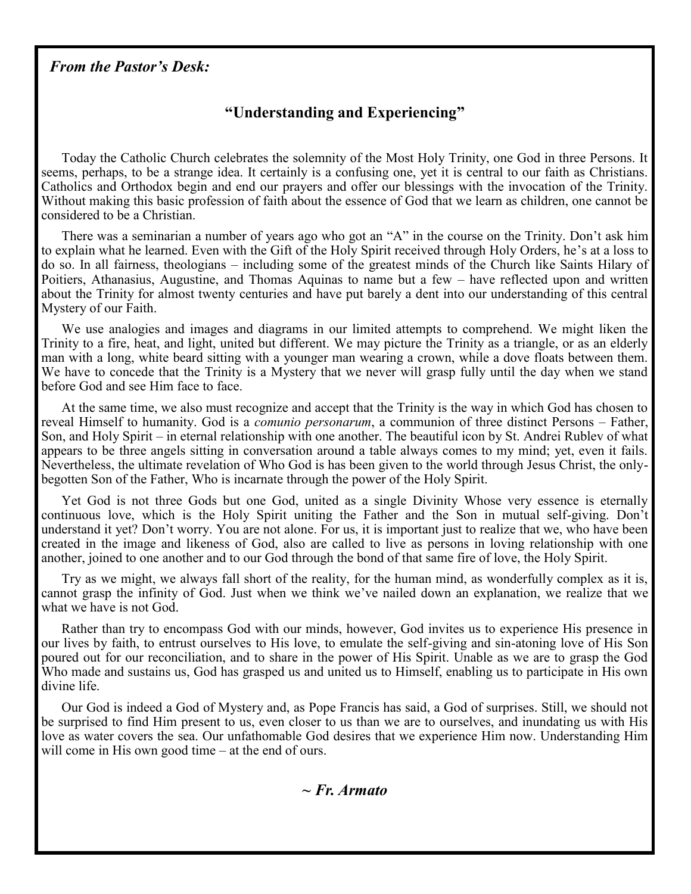*From the Pastor's Desk:*

## "Understanding and Experiencing"

Today the Catholic Church celebrates the solemnity of the Most Holy Trinity, one God in three Persons. It seems, perhaps, to be a strange idea. It certainly is a confusing one, yet it is central to our faith as Christians. Catholics and Orthodox begin and end our prayers and offer our blessings with the invocation of the Trinity. Without making this basic profession of faith about the essence of God that we learn as children, one cannot be considered to be a Christian.

There was a seminarian a number of years ago who got an "A" in the course on the Trinity. Don't ask him to explain what he learned. Even with the Gift of the Holy Spirit received through Holy Orders, he's at a loss to do so. In all fairness, theologians – including some of the greatest minds of the Church like Saints Hilary of Poitiers, Athanasius, Augustine, and Thomas Aquinas to name but a few – have reflected upon and written about the Trinity for almost twenty centuries and have put barely a dent into our understanding of this central Mystery of our Faith.

We use analogies and images and diagrams in our limited attempts to comprehend. We might liken the Trinity to a fire, heat, and light, united but different. We may picture the Trinity as a triangle, or as an elderly man with a long, white beard sitting with a younger man wearing a crown, while a dove floats between them. We have to concede that the Trinity is a Mystery that we never will grasp fully until the day when we stand before God and see Him face to face.

At the same time, we also must recognize and accept that the Trinity is the way in which God has chosen to reveal Himself to humanity. God is a *comunio personarum*, a communion of three distinct Persons – Father, Son, and Holy Spirit – in eternal relationship with one another. The beautiful icon by St. Andrei Rublev of what appears to be three angels sitting in conversation around a table always comes to my mind; yet, even it fails. Nevertheless, the ultimate revelation of Who God is has been given to the world through Jesus Christ, the only-begotten Son of the Father, Who is incarnate through the power of the Holy Spirit.

Yet God is not three Gods but one God, united as a single Divinity Whose very essence is eternally continuous love, which is the Holy Spirit uniting the Father and the Son in mutual self-giving. Don't understand it yet? Don't worry. You are not alone. For us, it is important just to realize that we, who have been created in the image and likeness of God, also are called to live as persons in loving relationship with one another, joined to one another and to our God through the bond of that same fire of love, the Holy Spirit.

Try as we might, we always fall short of the reality, for the human mind, as wonderfully complex as it is, cannot grasp the infinity of God. Just when we think we've nailed down an explanation, we realize that we what we have is not God.

Rather than try to encompass God with our minds, however, God invites us to experience His presence in our lives by faith, to entrust ourselves to His love, to emulate the self-giving and sin-atoning love of His Son poured out for our reconciliation, and to share in the power of His Spirit. Unable as we are to grasp the God Who made and sustains us, God has grasped us and united us to Himself, enabling us to participate in His own divine life.

Our God is indeed a God of Mystery and, as Pope Francis has said, a God of surprises. Still, we should not be surprised to find Him present to us, even closer to us than we are to ourselves, and inundating us with His love as water covers the sea. Our unfathomable God desires that we experience Him now. Understanding Him will come in His own good time – at the end of ours.

***~ Fr. Armato***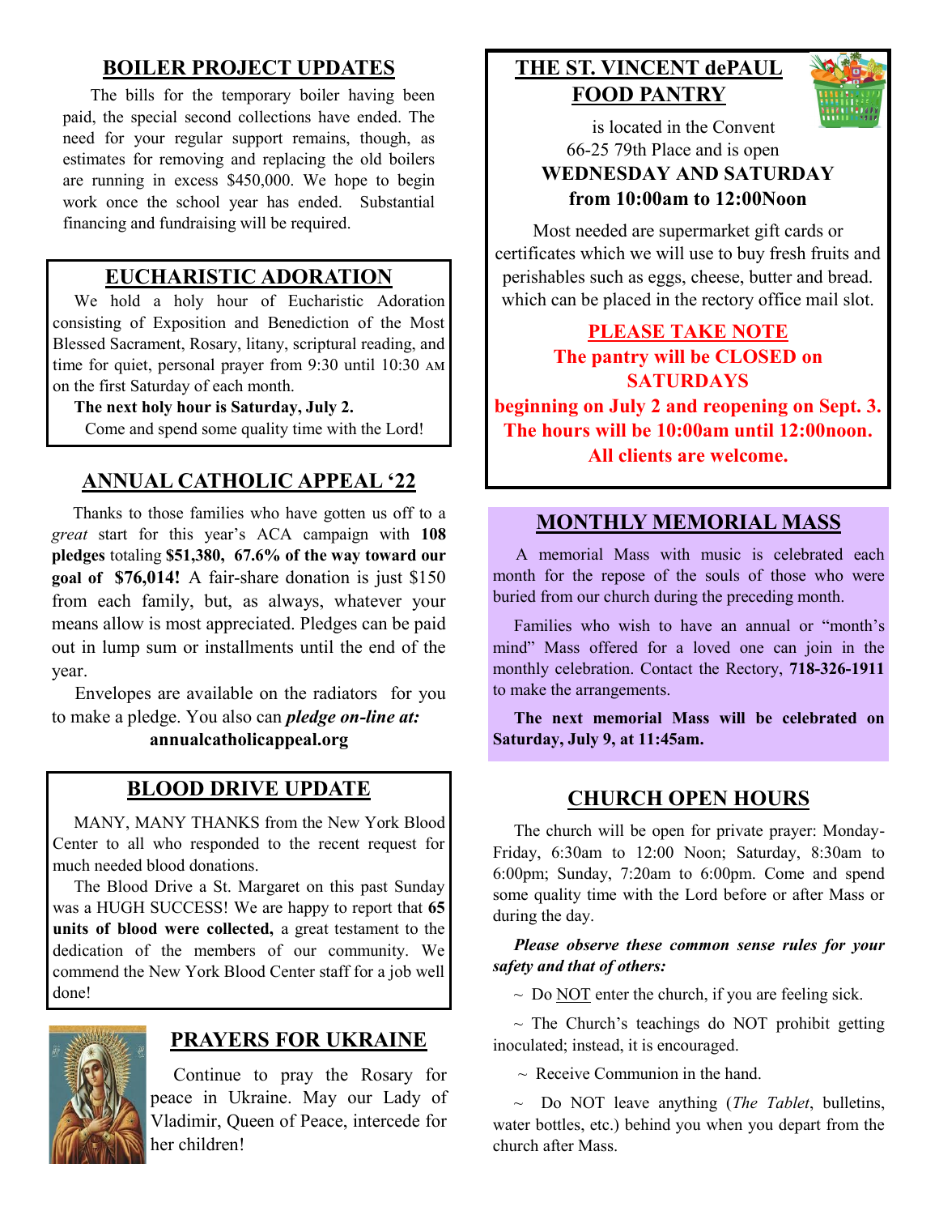## BOILER PROJECT UPDATES

The bills for the temporary boiler having been paid, the special second collections have ended. The need for your regular support remains, though, as estimates for removing and replacing the old boilers are running in excess $450,000. We hope to begin work once the school year has ended. Substantial financing and fundraising will be required.

## EUCHARISTIC ADORATION

We hold a holy hour of Eucharistic Adoration consisting of Exposition and Benediction of the Most Blessed Sacrament, Rosary, litany, scriptural reading, and time for quiet, personal prayer from 9:30 until 10:30 AM on the first Saturday of each month.

**The next holy hour is Saturday, July 2.**

Come and spend some quality time with the Lord!

## ANNUAL CATHOLIC APPEAL '22

Thanks to those families who have gotten us off to a *great* start for this year's ACA campaign with **108 pledges** totaling **$51,380, 67.6% of the way toward our goal of $76,014!** A fair-share donation is just $150 from each family, but, as always, whatever your means allow is most appreciated. Pledges can be paid out in lump sum or installments until the end of the year.

Envelopes are available on the radiators for you to make a pledge. You also can ***pledge on-line at:***

**annualcatholicappeal.org**

## BLOOD DRIVE UPDATE

MANY, MANY THANKS from the New York Blood Center to all who responded to the recent request for much needed blood donations.

The Blood Drive a St. Margaret on this past Sunday was a HUGH SUCCESS! We are happy to report that **65 units of blood were collected,** a great testament to the dedication of the members of our community. We commend the New York Blood Center staff for a job well done!

## PRAYERS FOR UKRAINE

Continue to pray the Rosary for peace in Ukraine. May our Lady of Vladimir, Queen of Peace, intercede for her children!

## THE ST. VINCENT dePAUL FOOD PANTRY

is located in the Convent 66-25 79th Place and is open

**WEDNESDAY AND SATURDAY from 10:00am to 12:00Noon**

Most needed are supermarket gift cards or certificates which we will use to buy fresh fruits and perishables such as eggs, cheese, butter and bread. which can be placed in the rectory office mail slot.

**PLEASE TAKE NOTE**

**The pantry will be CLOSED on SATURDAYS beginning on July 2 and reopening on Sept. 3. The hours will be 10:00am until 12:00noon. All clients are welcome.**

## MONTHLY MEMORIAL MASS

A memorial Mass with music is celebrated each month for the repose of the souls of those who were buried from our church during the preceding month.

Families who wish to have an annual or "month's mind" Mass offered for a loved one can join in the monthly celebration. Contact the Rectory, **718-326-1911** to make the arrangements.

**The next memorial Mass will be celebrated on Saturday, July 9, at 11:45am.**

## CHURCH OPEN HOURS

The church will be open for private prayer: Monday-Friday, 6:30am to 12:00 Noon; Saturday, 8:30am to 6:00pm; Sunday, 7:20am to 6:00pm. Come and spend some quality time with the Lord before or after Mass or during the day.

***Please observe these common sense rules for your safety and that of others:***

~ Do NOT enter the church, if you are feeling sick.

~ The Church's teachings do NOT prohibit getting inoculated; instead, it is encouraged.

~ Receive Communion in the hand.

~ Do NOT leave anything (*The Tablet*, bulletins, water bottles, etc.) behind you when you depart from the church after Mass.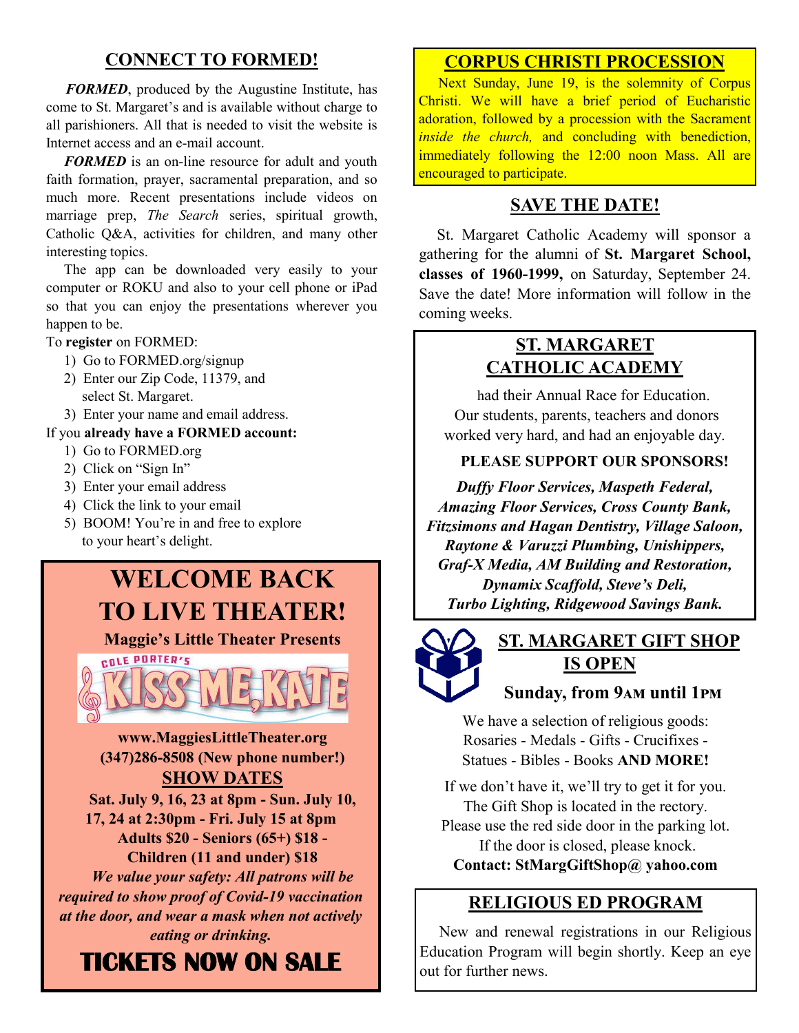## CONNECT TO FORMED!

***FORMED***, produced by the Augustine Institute, has come to St. Margaret's and is available without charge to all parishioners. All that is needed to visit the website is Internet access and an e-mail account.

***FORMED*** is an on-line resource for adult and youth faith formation, prayer, sacramental preparation, and so much more. Recent presentations include videos on marriage prep, *The Search* series, spiritual growth, Catholic Q&A, activities for children, and many other interesting topics.

The app can be downloaded very easily to your computer or ROKU and also to your cell phone or iPad so that you can enjoy the presentations wherever you happen to be.

To **register** on FORMED:

1) Go to FORMED.org/signup
2) Enter our Zip Code, 11379, and select St. Margaret.
3) Enter your name and email address.

If you **already have a FORMED account:**

1) Go to FORMED.org
2) Click on "Sign In"
3) Enter your email address
4) Click the link to your email
5) BOOM! You're in and free to explore to your heart's delight.

# WELCOME BACK TO LIVE THEATER!

**Maggie's Little Theater Presents**

COLE PORTER'S KISS ME, KATE

**www.MaggiesLittleTheater.org**
**(347)286-8508 (New phone number!)**

**SHOW DATES**

**Sat. July 9, 16, 23 at 8pm - Sun. July 10, 17, 24 at 2:30pm - Fri. July 15 at 8pm**
**Adults $20 - Seniors (65+) $18 - Children (11 and under) $18**

***We value your safety: All patrons will be required to show proof of Covid-19 vaccination at the door, and wear a mask when not actively eating or drinking.***

**TICKETS NOW ON SALE**

## CORPUS CHRISTI PROCESSION

Next Sunday, June 19, is the solemnity of Corpus Christi. We will have a brief period of Eucharistic adoration, followed by a procession with the Sacrament *inside the church,* and concluding with benediction, immediately following the 12:00 noon Mass. All are encouraged to participate.

## SAVE THE DATE!

St. Margaret Catholic Academy will sponsor a gathering for the alumni of **St. Margaret School, classes of 1960-1999,** on Saturday, September 24. Save the date! More information will follow in the coming weeks.

## ST. MARGARET CATHOLIC ACADEMY

had their Annual Race for Education. Our students, parents, teachers and donors worked very hard, and had an enjoyable day.

**PLEASE SUPPORT OUR SPONSORS!**

***Duffy Floor Services, Maspeth Federal, Amazing Floor Services, Cross County Bank, Fitzsimons and Hagan Dentistry, Village Saloon, Raytone & Varuzzi Plumbing, Unishippers, Graf-X Media, AM Building and Restoration, Dynamix Scaffold, Steve's Deli, Turbo Lighting, Ridgewood Savings Bank.***

## ST. MARGARET GIFT SHOP IS OPEN

**Sunday, from 9AM until 1PM**

We have a selection of religious goods:
Rosaries - Medals - Gifts - Crucifixes - Statues - Bibles - Books **AND MORE!**

If we don't have it, we'll try to get it for you.
The Gift Shop is located in the rectory.
Please use the red side door in the parking lot.
If the door is closed, please knock.
**Contact: StMargGiftShop@ yahoo.com**

## RELIGIOUS ED PROGRAM

New and renewal registrations in our Religious Education Program will begin shortly. Keep an eye out for further news.